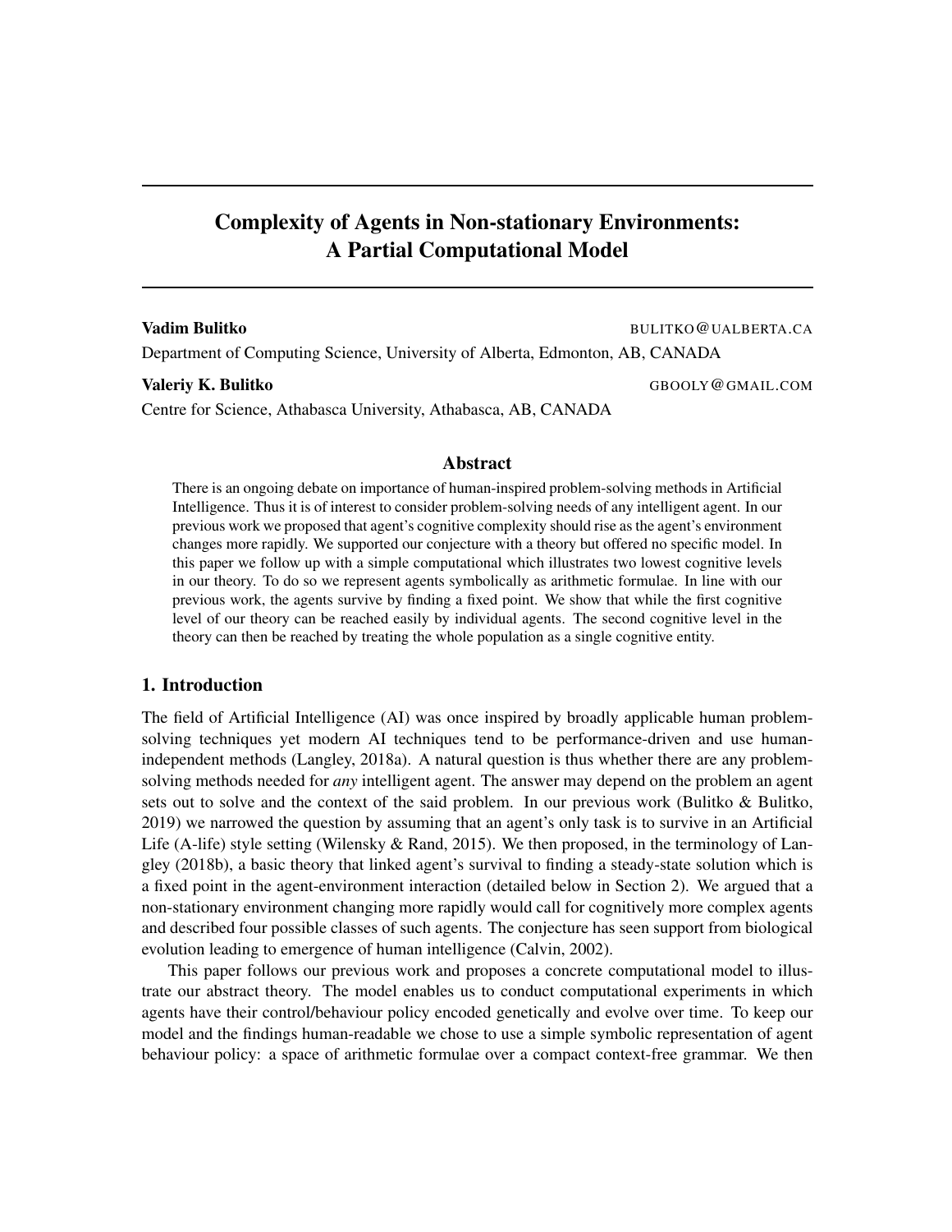# Complexity of Agents in Non-stationary Environments: A Partial Computational Model

**Vadim Bulitko** BULITKO@UALBERTA.CA

Department of Computing Science, University of Alberta, Edmonton, AB, CANADA

**Valeriy K. Bulitko** GBOOLY@GMAIL.COM

Centre for Science, Athabasca University, Athabasca, AB, CANADA

## Abstract

There is an ongoing debate on importance of human-inspired problem-solving methods in Artificial Intelligence. Thus it is of interest to consider problem-solving needs of any intelligent agent. In our previous work we proposed that agent's cognitive complexity should rise as the agent's environment changes more rapidly. We supported our conjecture with a theory but offered no specific model. In this paper we follow up with a simple computational which illustrates two lowest cognitive levels in our theory. To do so we represent agents symbolically as arithmetic formulae. In line with our previous work, the agents survive by finding a fixed point. We show that while the first cognitive level of our theory can be reached easily by individual agents. The second cognitive level in the theory can then be reached by treating the whole population as a single cognitive entity.

## 1. Introduction

The field of Artificial Intelligence (AI) was once inspired by broadly applicable human problem-solving techniques yet modern AI techniques tend to be performance-driven and use human-independent methods (Langley, 2018a). A natural question is thus whether there are any problem-solving methods needed for *any* intelligent agent. The answer may depend on the problem an agent sets out to solve and the context of the said problem. In our previous work (Bulitko & Bulitko, 2019) we narrowed the question by assuming that an agent's only task is to survive in an Artificial Life (A-life) style setting (Wilensky & Rand, 2015). We then proposed, in the terminology of Langley (2018b), a basic theory that linked agent's survival to finding a steady-state solution which is a fixed point in the agent-environment interaction (detailed below in Section 2). We argued that a non-stationary environment changing more rapidly would call for cognitively more complex agents and described four possible classes of such agents. The conjecture has seen support from biological evolution leading to emergence of human intelligence (Calvin, 2002).

This paper follows our previous work and proposes a concrete computational model to illustrate our abstract theory. The model enables us to conduct computational experiments in which agents have their control/behaviour policy encoded genetically and evolve over time. To keep our model and the findings human-readable we chose to use a simple symbolic representation of agent behaviour policy: a space of arithmetic formulae over a compact context-free grammar. We then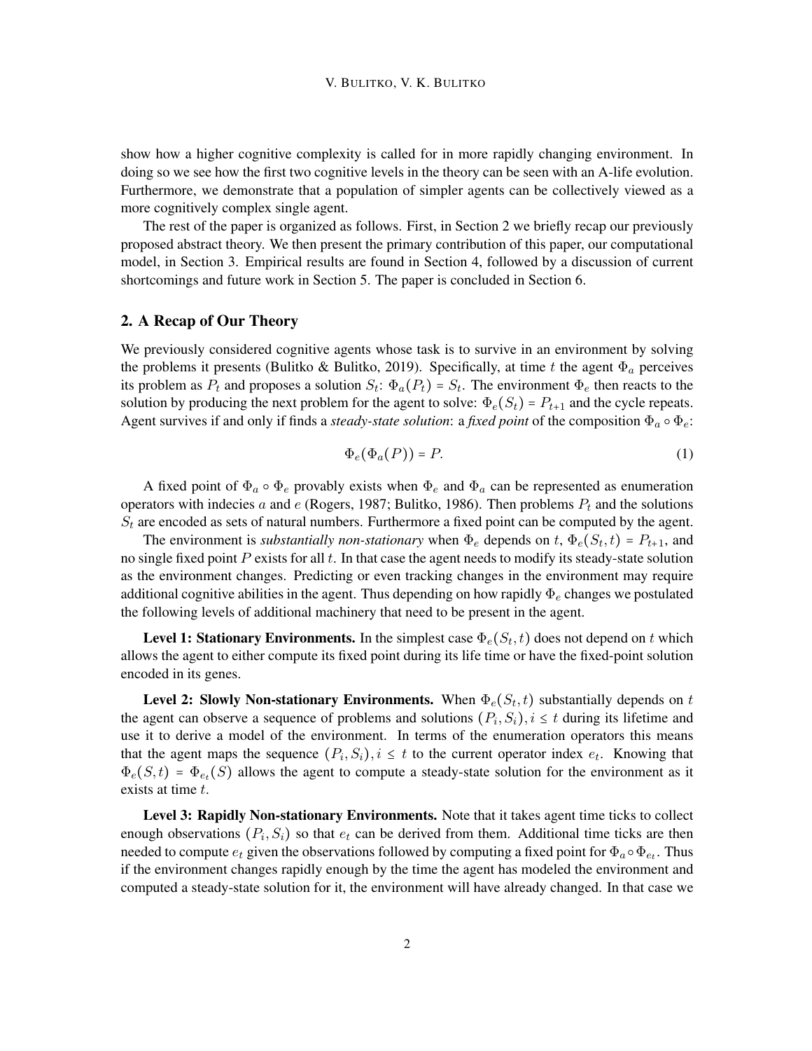show how a higher cognitive complexity is called for in more rapidly changing environment. In doing so we see how the first two cognitive levels in the theory can be seen with an A-life evolution. Furthermore, we demonstrate that a population of simpler agents can be collectively viewed as a more cognitively complex single agent.

The rest of the paper is organized as follows. First, in Section 2 we briefly recap our previously proposed abstract theory. We then present the primary contribution of this paper, our computational model, in Section 3. Empirical results are found in Section 4, followed by a discussion of current shortcomings and future work in Section 5. The paper is concluded in Section 6.

## 2. A Recap of Our Theory

We previously considered cognitive agents whose task is to survive in an environment by solving the problems it presents (Bulitko & Bulitko, 2019). Specifically, at time $t$ the agent $\Phi_a$ perceives its problem as $P_t$ and proposes a solution $S_t$: $\Phi_a(P_t) = S_t$. The environment $\Phi_e$ then reacts to the solution by producing the next problem for the agent to solve: $\Phi_e(S_t) = P_{t+1}$ and the cycle repeats. Agent survives if and only if finds a *steady-state solution*: a *fixed point* of the composition $\Phi_a \circ \Phi_e$:

$$\Phi_e(\Phi_a(P)) = P. \tag{1}$$

A fixed point of $\Phi_a \circ \Phi_e$ provably exists when $\Phi_e$ and $\Phi_a$ can be represented as enumeration operators with indecies $a$ and $e$ (Rogers, 1987; Bulitko, 1986). Then problems $P_t$ and the solutions $S_t$ are encoded as sets of natural numbers. Furthermore a fixed point can be computed by the agent.

The environment is *substantially non-stationary* when $\Phi_e$ depends on $t$, $\Phi_e(S_t, t) = P_{t+1}$, and no single fixed point $P$ exists for all $t$. In that case the agent needs to modify its steady-state solution as the environment changes. Predicting or even tracking changes in the environment may require additional cognitive abilities in the agent. Thus depending on how rapidly $\Phi_e$ changes we postulated the following levels of additional machinery that need to be present in the agent.

**Level 1: Stationary Environments.** In the simplest case $\Phi_e(S_t, t)$ does not depend on $t$ which allows the agent to either compute its fixed point during its life time or have the fixed-point solution encoded in its genes.

**Level 2: Slowly Non-stationary Environments.** When $\Phi_e(S_t, t)$ substantially depends on $t$ the agent can observe a sequence of problems and solutions $(P_i, S_i), i \leq t$ during its lifetime and use it to derive a model of the environment. In terms of the enumeration operators this means that the agent maps the sequence $(P_i, S_i), i \leq t$ to the current operator index $e_t$. Knowing that $\Phi_e(S, t) = \Phi_{e_t}(S)$ allows the agent to compute a steady-state solution for the environment as it exists at time $t$.

**Level 3: Rapidly Non-stationary Environments.** Note that it takes agent time ticks to collect enough observations $(P_i, S_i)$ so that $e_t$ can be derived from them. Additional time ticks are then needed to compute $e_t$ given the observations followed by computing a fixed point for $\Phi_a \circ \Phi_{e_t}$. Thus if the environment changes rapidly enough by the time the agent has modeled the environment and computed a steady-state solution for it, the environment will have already changed. In that case we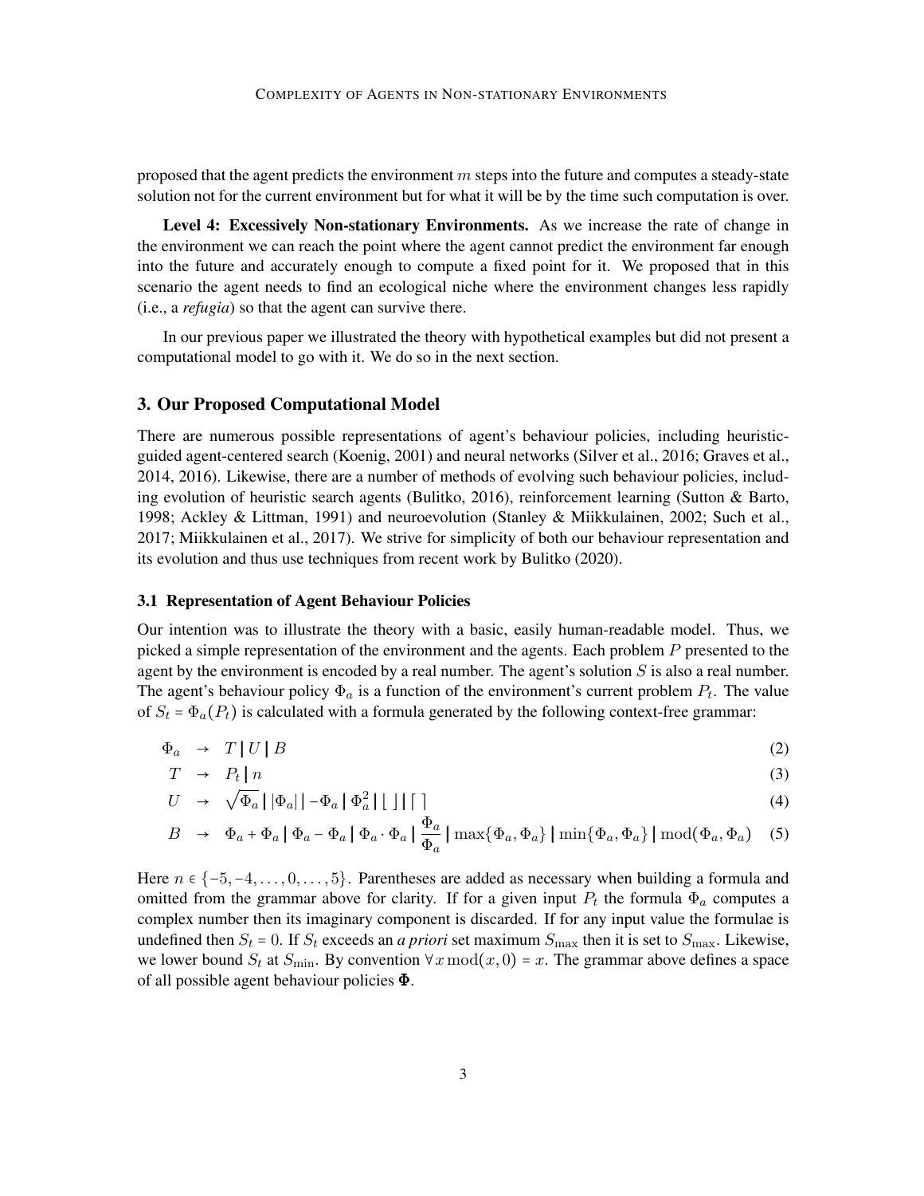proposed that the agent predicts the environment $m$ steps into the future and computes a steady-state solution not for the current environment but for what it will be by the time such computation is over.

**Level 4: Excessively Non-stationary Environments.** As we increase the rate of change in the environment we can reach the point where the agent cannot predict the environment far enough into the future and accurately enough to compute a fixed point for it. We proposed that in this scenario the agent needs to find an ecological niche where the environment changes less rapidly (i.e., a *refugia*) so that the agent can survive there.

In our previous paper we illustrated the theory with hypothetical examples but did not present a computational model to go with it. We do so in the next section.

## 3. Our Proposed Computational Model

There are numerous possible representations of agent's behaviour policies, including heuristic-guided agent-centered search (Koenig, 2001) and neural networks (Silver et al., 2016; Graves et al., 2014, 2016). Likewise, there are a number of methods of evolving such behaviour policies, including evolution of heuristic search agents (Bulitko, 2016), reinforcement learning (Sutton & Barto, 1998; Ackley & Littman, 1991) and neuroevolution (Stanley & Miikkulainen, 2002; Such et al., 2017; Miikkulainen et al., 2017). We strive for simplicity of both our behaviour representation and its evolution and thus use techniques from recent work by Bulitko (2020).

### 3.1 Representation of Agent Behaviour Policies

Our intention was to illustrate the theory with a basic, easily human-readable model. Thus, we picked a simple representation of the environment and the agents. Each problem $P$ presented to the agent by the environment is encoded by a real number. The agent's solution $S$ is also a real number. The agent's behaviour policy $\Phi_a$ is a function of the environment's current problem $P_t$. The value of $S_t = \Phi_a(P_t)$ is calculated with a formula generated by the following context-free grammar:

$$\Phi_a \rightarrow T \mid U \mid B \tag{2}$$

$$T \rightarrow P_t \mid n \tag{3}$$

$$U \rightarrow \sqrt{\Phi_a} \mid |\Phi_a| \mid -\Phi_a \mid \Phi_a^2 \mid \lfloor \, \rfloor \mid \lceil \, \rceil \tag{4}$$

$$B \rightarrow \Phi_a + \Phi_a \mid \Phi_a - \Phi_a \mid \Phi_a \cdot \Phi_a \mid \frac{\Phi_a}{\Phi_a} \mid \max\{\Phi_a, \Phi_a\} \mid \min\{\Phi_a, \Phi_a\} \mid \operatorname{mod}(\Phi_a, \Phi_a) \tag{5}$$

Here $n \in \{-5, -4, \ldots, 0, \ldots, 5\}$. Parentheses are added as necessary when building a formula and omitted from the grammar above for clarity. If for a given input $P_t$ the formula $\Phi_a$ computes a complex number then its imaginary component is discarded. If for any input value the formulae is undefined then $S_t = 0$. If $S_t$ exceeds an *a priori* set maximum $S_{\max}$ then it is set to $S_{\max}$. Likewise, we lower bound $S_t$ at $S_{\min}$. By convention $\forall x \operatorname{mod}(x, 0) = x$. The grammar above defines a space of all possible agent behaviour policies $\mathbf{\Phi}$.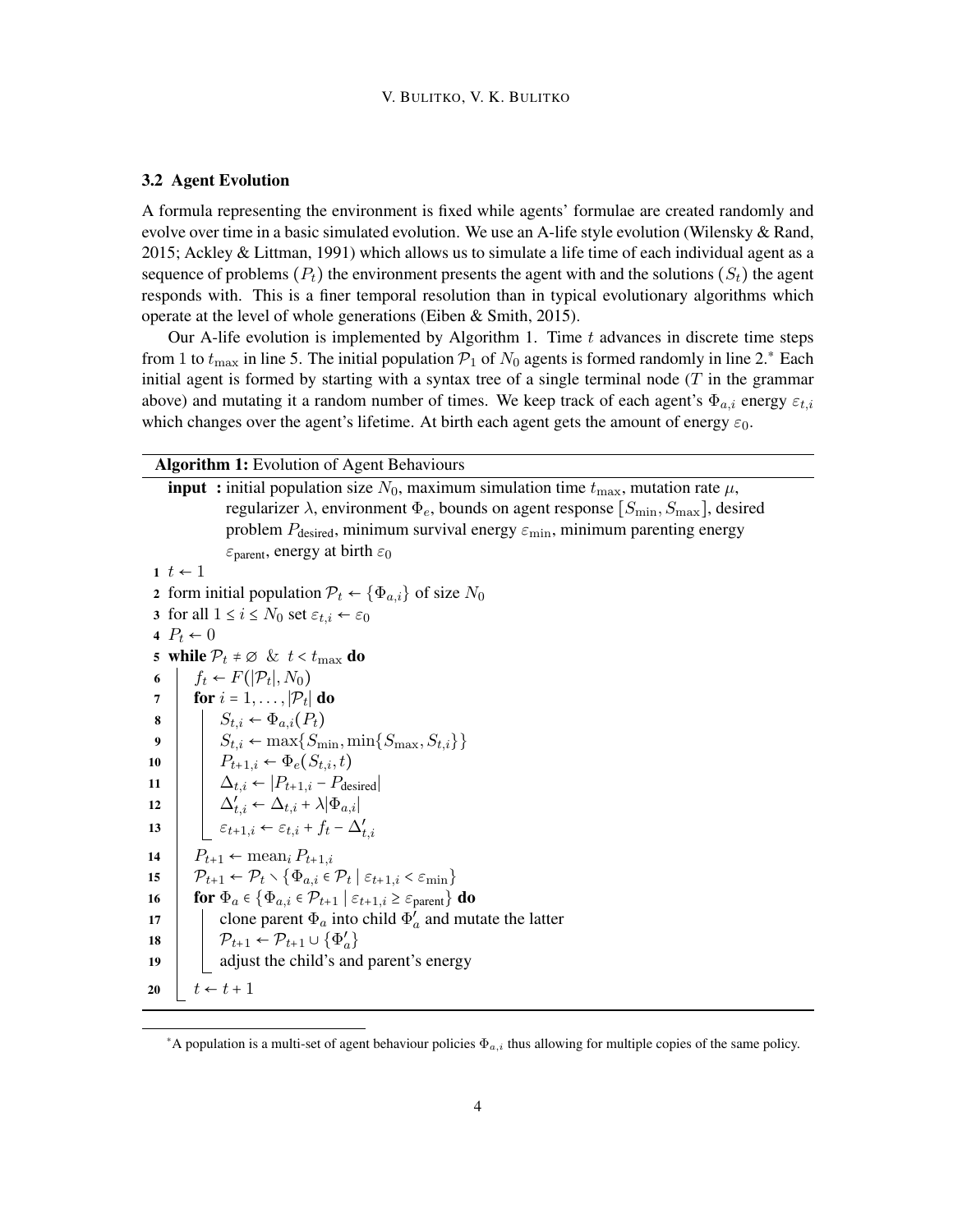### 3.2 Agent Evolution

A formula representing the environment is fixed while agents' formulae are created randomly and evolve over time in a basic simulated evolution. We use an A-life style evolution (Wilensky & Rand, 2015; Ackley & Littman, 1991) which allows us to simulate a life time of each individual agent as a sequence of problems ($P_t$) the environment presents the agent with and the solutions ($S_t$) the agent responds with. This is a finer temporal resolution than in typical evolutionary algorithms which operate at the level of whole generations (Eiben & Smith, 2015).

Our A-life evolution is implemented by Algorithm 1. Time $t$ advances in discrete time steps from 1 to $t_{\max}$ in line 5. The initial population $\mathcal{P}_1$ of $N_0$ agents is formed randomly in line 2.* Each initial agent is formed by starting with a syntax tree of a single terminal node ($T$ in the grammar above) and mutating it a random number of times. We keep track of each agent's $\Phi_{a,i}$ energy $\varepsilon_{t,i}$ which changes over the agent's lifetime. At birth each agent gets the amount of energy $\varepsilon_0$.

**Algorithm 1:** Evolution of Agent Behaviours

**input :** initial population size $N_0$, maximum simulation time $t_{\max}$, mutation rate $\mu$, regularizer $\lambda$, environment $\Phi_e$, bounds on agent response $[S_{\min}, S_{\max}]$, desired problem $P_{\text{desired}}$, minimum survival energy $\varepsilon_{\min}$, minimum parenting energy $\varepsilon_{\text{parent}}$, energy at birth $\varepsilon_0$

1. $t \leftarrow 1$
2. form initial population $\mathcal{P}_t \leftarrow \{\Phi_{a,i}\}$ of size $N_0$
3. for all $1 \leq i \leq N_0$ set $\varepsilon_{t,i} \leftarrow \varepsilon_0$
4. $P_t \leftarrow 0$
5. **while** $\mathcal{P}_t \neq \varnothing$ & $t < t_{\max}$ **do**
6. &emsp;$f_t \leftarrow F(|\mathcal{P}_t|, N_0)$
7. &emsp;**for** $i = 1, \ldots, |\mathcal{P}_t|$ **do**
8. &emsp;&emsp;$S_{t,i} \leftarrow \Phi_{a,i}(P_t)$
9. &emsp;&emsp;$S_{t,i} \leftarrow \max\{S_{\min}, \min\{S_{\max}, S_{t,i}\}\}$
10. &emsp;&emsp;$P_{t+1,i} \leftarrow \Phi_e(S_{t,i}, t)$
11. &emsp;&emsp;$\Delta_{t,i} \leftarrow |P_{t+1,i} - P_{\text{desired}}|$
12. &emsp;&emsp;$\Delta'_{t,i} \leftarrow \Delta_{t,i} + \lambda|\Phi_{a,i}|$
13. &emsp;&emsp;$\varepsilon_{t+1,i} \leftarrow \varepsilon_{t,i} + f_t - \Delta'_{t,i}$
14. &emsp;$P_{t+1} \leftarrow \text{mean}_i\, P_{t+1,i}$
15. &emsp;$\mathcal{P}_{t+1} \leftarrow \mathcal{P}_t \setminus \{\Phi_{a,i} \in \mathcal{P}_t \mid \varepsilon_{t+1,i} < \varepsilon_{\min}\}$
16. &emsp;**for** $\Phi_a \in \{\Phi_{a,i} \in \mathcal{P}_{t+1} \mid \varepsilon_{t+1,i} \geq \varepsilon_{\text{parent}}\}$ **do**
17. &emsp;&emsp;clone parent $\Phi_a$ into child $\Phi'_a$ and mutate the latter
18. &emsp;&emsp;$\mathcal{P}_{t+1} \leftarrow \mathcal{P}_{t+1} \cup \{\Phi'_a\}$
19. &emsp;&emsp;adjust the child's and parent's energy
20. &emsp;$t \leftarrow t + 1$

*A population is a multi-set of agent behaviour policies $\Phi_{a,i}$ thus allowing for multiple copies of the same policy.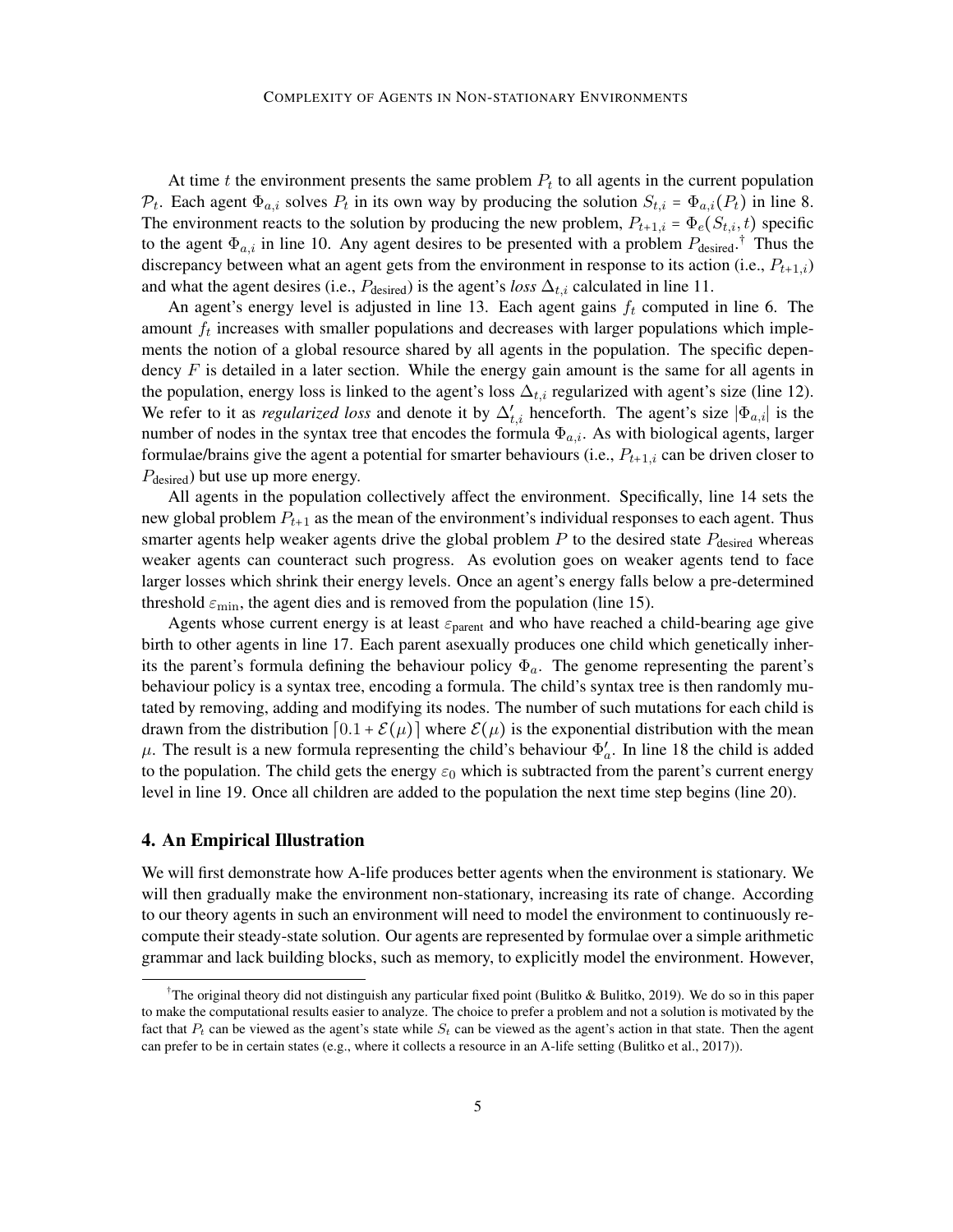At time $t$ the environment presents the same problem $P_t$ to all agents in the current population $\mathcal{P}_t$. Each agent $\Phi_{a,i}$ solves $P_t$ in its own way by producing the solution $S_{t,i} = \Phi_{a,i}(P_t)$ in line 8. The environment reacts to the solution by producing the new problem, $P_{t+1,i} = \Phi_e(S_{t,i}, t)$ specific to the agent $\Phi_{a,i}$ in line 10. Any agent desires to be presented with a problem $P_{\text{desired}}$.[†] Thus the discrepancy between what an agent gets from the environment in response to its action (i.e., $P_{t+1,i}$) and what the agent desires (i.e., $P_{\text{desired}}$) is the agent's *loss* $\Delta_{t,i}$ calculated in line 11.

An agent's energy level is adjusted in line 13. Each agent gains $f_t$ computed in line 6. The amount $f_t$ increases with smaller populations and decreases with larger populations which implements the notion of a global resource shared by all agents in the population. The specific dependency $F$ is detailed in a later section. While the energy gain amount is the same for all agents in the population, energy loss is linked to the agent's loss $\Delta_{t,i}$ regularized with agent's size (line 12). We refer to it as *regularized loss* and denote it by $\Delta'_{t,i}$ henceforth. The agent's size $|\Phi_{a,i}|$ is the number of nodes in the syntax tree that encodes the formula $\Phi_{a,i}$. As with biological agents, larger formulae/brains give the agent a potential for smarter behaviours (i.e., $P_{t+1,i}$ can be driven closer to $P_{\text{desired}}$) but use up more energy.

All agents in the population collectively affect the environment. Specifically, line 14 sets the new global problem $P_{t+1}$ as the mean of the environment's individual responses to each agent. Thus smarter agents help weaker agents drive the global problem $P$ to the desired state $P_{\text{desired}}$ whereas weaker agents can counteract such progress. As evolution goes on weaker agents tend to face larger losses which shrink their energy levels. Once an agent's energy falls below a pre-determined threshold $\varepsilon_{\min}$, the agent dies and is removed from the population (line 15).

Agents whose current energy is at least $\varepsilon_{\text{parent}}$ and who have reached a child-bearing age give birth to other agents in line 17. Each parent asexually produces one child which genetically inherits the parent's formula defining the behaviour policy $\Phi_a$. The genome representing the parent's behaviour policy is a syntax tree, encoding a formula. The child's syntax tree is then randomly mutated by removing, adding and modifying its nodes. The number of such mutations for each child is drawn from the distribution $\lceil 0.1 + \mathcal{E}(\mu) \rceil$ where $\mathcal{E}(\mu)$ is the exponential distribution with the mean $\mu$. The result is a new formula representing the child's behaviour $\Phi'_a$. In line 18 the child is added to the population. The child gets the energy $\varepsilon_0$ which is subtracted from the parent's current energy level in line 19. Once all children are added to the population the next time step begins (line 20).

## 4. An Empirical Illustration

We will first demonstrate how A-life produces better agents when the environment is stationary. We will then gradually make the environment non-stationary, increasing its rate of change. According to our theory agents in such an environment will need to model the environment to continuously recompute their steady-state solution. Our agents are represented by formulae over a simple arithmetic grammar and lack building blocks, such as memory, to explicitly model the environment. However,

[†] The original theory did not distinguish any particular fixed point (Bulitko & Bulitko, 2019). We do so in this paper to make the computational results easier to analyze. The choice to prefer a problem and not a solution is motivated by the fact that $P_t$ can be viewed as the agent's state while $S_t$ can be viewed as the agent's action in that state. Then the agent can prefer to be in certain states (e.g., where it collects a resource in an A-life setting (Bulitko et al., 2017)).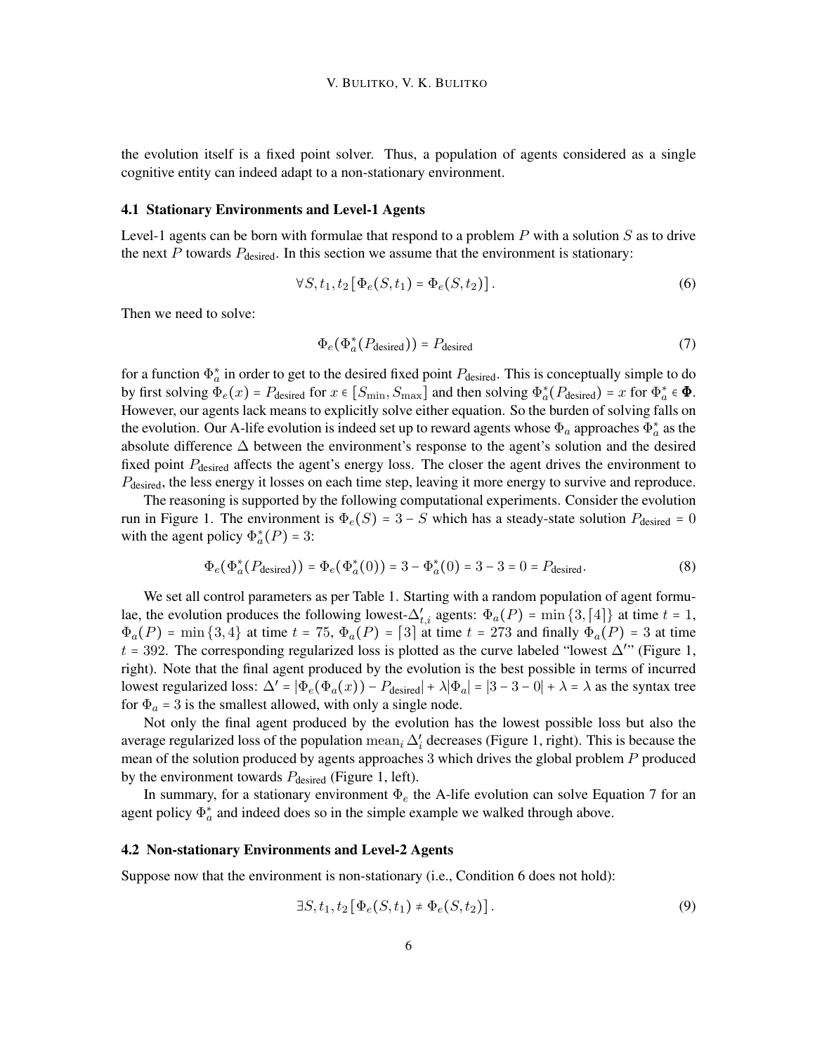the evolution itself is a fixed point solver. Thus, a population of agents considered as a single cognitive entity can indeed adapt to a non-stationary environment.

### 4.1 Stationary Environments and Level-1 Agents

Level-1 agents can be born with formulae that respond to a problem $P$ with a solution $S$ as to drive the next $P$ towards $P_{\text{desired}}$. In this section we assume that the environment is stationary:

$$\forall S, t_1, t_2 \left[ \Phi_e(S, t_1) = \Phi_e(S, t_2) \right]. \tag{6}$$

Then we need to solve:

$$\Phi_e(\Phi_a^*(P_{\text{desired}})) = P_{\text{desired}} \tag{7}$$

for a function $\Phi_a^*$ in order to get to the desired fixed point $P_{\text{desired}}$. This is conceptually simple to do by first solving $\Phi_e(x) = P_{\text{desired}}$ for $x \in [S_{\min}, S_{\max}]$ and then solving $\Phi_a^*(P_{\text{desired}}) = x$ for $\Phi_a^* \in \mathbf{\Phi}$. However, our agents lack means to explicitly solve either equation. So the burden of solving falls on the evolution. Our A-life evolution is indeed set up to reward agents whose $\Phi_a$ approaches $\Phi_a^*$ as the absolute difference $\Delta$ between the environment's response to the agent's solution and the desired fixed point $P_{\text{desired}}$ affects the agent's energy loss. The closer the agent drives the environment to $P_{\text{desired}}$, the less energy it losses on each time step, leaving it more energy to survive and reproduce.

The reasoning is supported by the following computational experiments. Consider the evolution run in Figure 1. The environment is $\Phi_e(S) = 3 - S$ which has a steady-state solution $P_{\text{desired}} = 0$ with the agent policy $\Phi_a^*(P) = 3$:

$$\Phi_e(\Phi_a^*(P_{\text{desired}})) = \Phi_e(\Phi_a^*(0)) = 3 - \Phi_a^*(0) = 3 - 3 = 0 = P_{\text{desired}}. \tag{8}$$

We set all control parameters as per Table 1. Starting with a random population of agent formulae, the evolution produces the following lowest-$\Delta'_{t,i}$ agents: $\Phi_a(P) = \min\{3, \lceil 4 \rceil\}$ at time $t = 1$, $\Phi_a(P) = \min\{3, 4\}$ at time $t = 75$, $\Phi_a(P) = \lceil 3 \rceil$ at time $t = 273$ and finally $\Phi_a(P) = 3$ at time $t = 392$. The corresponding regularized loss is plotted as the curve labeled "lowest $\Delta'$" (Figure 1, right). Note that the final agent produced by the evolution is the best possible in terms of incurred lowest regularized loss: $\Delta' = |\Phi_e(\Phi_a(x)) - P_{\text{desired}}| + \lambda |\Phi_a| = |3 - 3 - 0| + \lambda = \lambda$ as the syntax tree for $\Phi_a = 3$ is the smallest allowed, with only a single node.

Not only the final agent produced by the evolution has the lowest possible loss but also the average regularized loss of the population $\text{mean}_i \, \Delta'_i$ decreases (Figure 1, right). This is because the mean of the solution produced by agents approaches 3 which drives the global problem $P$ produced by the environment towards $P_{\text{desired}}$ (Figure 1, left).

In summary, for a stationary environment $\Phi_e$ the A-life evolution can solve Equation 7 for an agent policy $\Phi_a^*$ and indeed does so in the simple example we walked through above.

### 4.2 Non-stationary Environments and Level-2 Agents

Suppose now that the environment is non-stationary (i.e., Condition 6 does not hold):

$$\exists S, t_1, t_2 \left[ \Phi_e(S, t_1) \neq \Phi_e(S, t_2) \right]. \tag{9}$$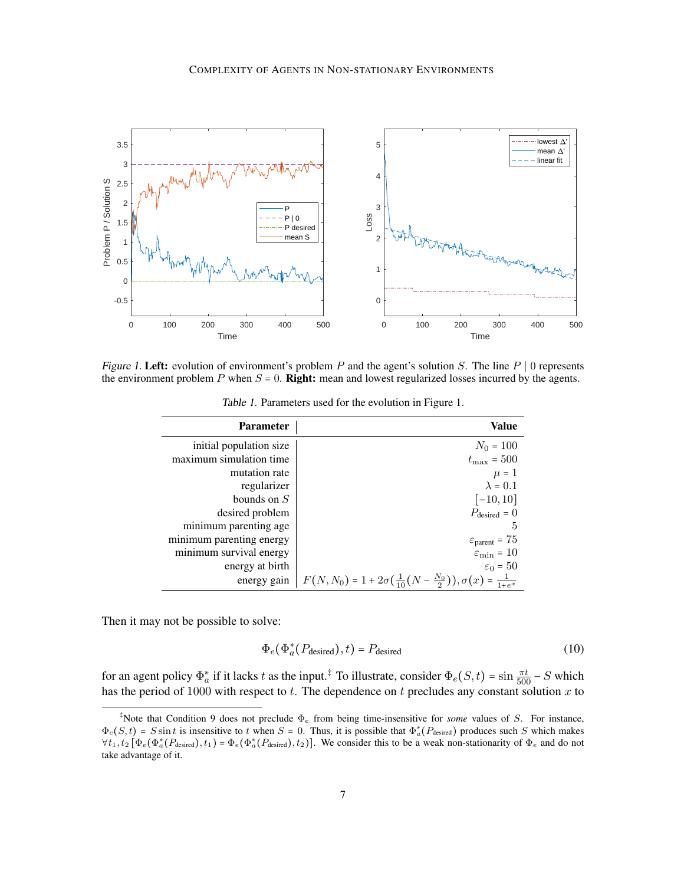*Figure 1.* **Left:** evolution of environment's problem $P$ and the agent's solution $S$. The line $P \mid 0$ represents the environment problem $P$ when $S = 0$. **Right:** mean and lowest regularized losses incurred by the agents.

*Table 1.* Parameters used for the evolution in Figure 1.

| Parameter | Value |
|---:|---:|
| initial population size | $N_0 = 100$ |
| maximum simulation time | $t_{\text{max}} = 500$ |
| mutation rate | $\mu = 1$ |
| regularizer | $\lambda = 0.1$ |
| bounds on $S$ | $[-10, 10]$ |
| desired problem | $P_{\text{desired}} = 0$ |
| minimum parenting age | 5 |
| minimum parenting energy | $\varepsilon_{\text{parent}} = 75$ |
| minimum survival energy | $\varepsilon_{\min} = 10$ |
| energy at birth | $\varepsilon_0 = 50$ |
| energy gain | $F(N, N_0) = 1 + 2\sigma(\frac{1}{10}(N - \frac{N_0}{2})), \sigma(x) = \frac{1}{1+e^x}$ |

Then it may not be possible to solve:

$$\Phi_e(\Phi_a^*(P_{\text{desired}}), t) = P_{\text{desired}} \tag{10}$$

for an agent policy $\Phi_a^*$ if it lacks $t$ as the input.[‡] To illustrate, consider $\Phi_e(S, t) = \sin \frac{\pi t}{500} - S$ which has the period of 1000 with respect to $t$. The dependence on $t$ precludes any constant solution $x$ to

[‡]Note that Condition 9 does not preclude $\Phi_e$ from being time-insensitive for *some* values of $S$. For instance, $\Phi_e(S, t) = S \sin t$ is insensitive to $t$ when $S = 0$. Thus, it is possible that $\Phi_a^*(P_{\text{desired}})$ produces such $S$ which makes $\forall t_1, t_2 \, [\Phi_e(\Phi_a^*(P_{\text{desired}}), t_1) = \Phi_e(\Phi_a^*(P_{\text{desired}}), t_2)]$. We consider this to be a weak non-stationarity of $\Phi_e$ and do not take advantage of it.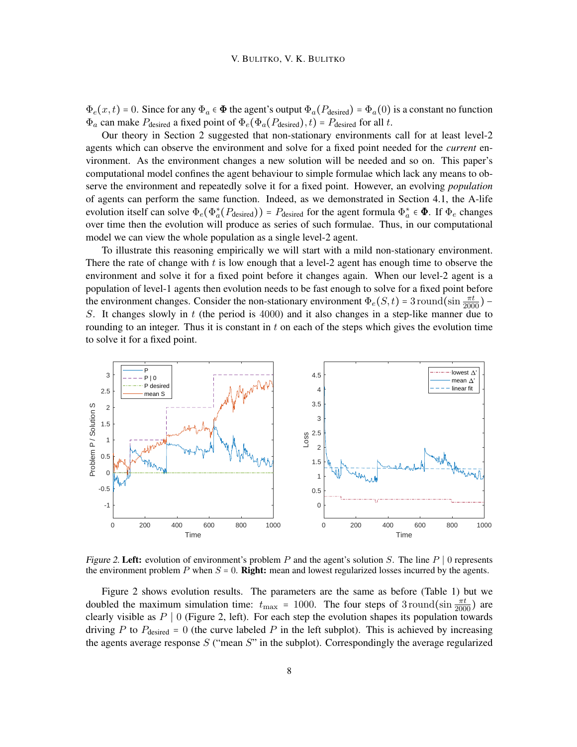$\Phi_e(x,t) = 0$. Since for any $\Phi_a \in \mathbf{\Phi}$ the agent's output $\Phi_a(P_{\text{desired}}) = \Phi_a(0)$ is a constant no function $\Phi_a$ can make $P_{\text{desired}}$ a fixed point of $\Phi_e(\Phi_a(P_{\text{desired}}), t) = P_{\text{desired}}$ for all $t$.

Our theory in Section 2 suggested that non-stationary environments call for at least level-2 agents which can observe the environment and solve for a fixed point needed for the *current* environment. As the environment changes a new solution will be needed and so on. This paper's computational model confines the agent behaviour to simple formulae which lack any means to observe the environment and repeatedly solve it for a fixed point. However, an evolving *population* of agents can perform the same function. Indeed, as we demonstrated in Section 4.1, the A-life evolution itself can solve $\Phi_e(\Phi_a^*(P_{\text{desired}})) = P_{\text{desired}}$ for the agent formula $\Phi_a^* \in \mathbf{\Phi}$. If $\Phi_e$ changes over time then the evolution will produce as series of such formulae. Thus, in our computational model we can view the whole population as a single level-2 agent.

To illustrate this reasoning empirically we will start with a mild non-stationary environment. There the rate of change with $t$ is low enough that a level-2 agent has enough time to observe the environment and solve it for a fixed point before it changes again. When our level-2 agent is a population of level-1 agents then evolution needs to be fast enough to solve for a fixed point before the environment changes. Consider the non-stationary environment $\Phi_e(S,t) = 3\,\text{round}(\sin\frac{\pi t}{2000}) - S$. It changes slowly in $t$ (the period is $4000$) and it also changes in a step-like manner due to rounding to an integer. Thus it is constant in $t$ on each of the steps which gives the evolution time to solve it for a fixed point.

*Figure 2.* **Left:** evolution of environment's problem $P$ and the agent's solution $S$. The line $P \mid 0$ represents the environment problem $P$ when $S = 0$. **Right:** mean and lowest regularized losses incurred by the agents.

Figure 2 shows evolution results. The parameters are the same as before (Table 1) but we doubled the maximum simulation time: $t_{\max} = 1000$. The four steps of $3\,\text{round}(\sin\frac{\pi t}{2000})$ are clearly visible as $P \mid 0$ (Figure 2, left). For each step the evolution shapes its population towards driving $P$ to $P_{\text{desired}} = 0$ (the curve labeled $P$ in the left subplot). This is achieved by increasing the agents average response $S$ ("mean $S$" in the subplot). Correspondingly the average regularized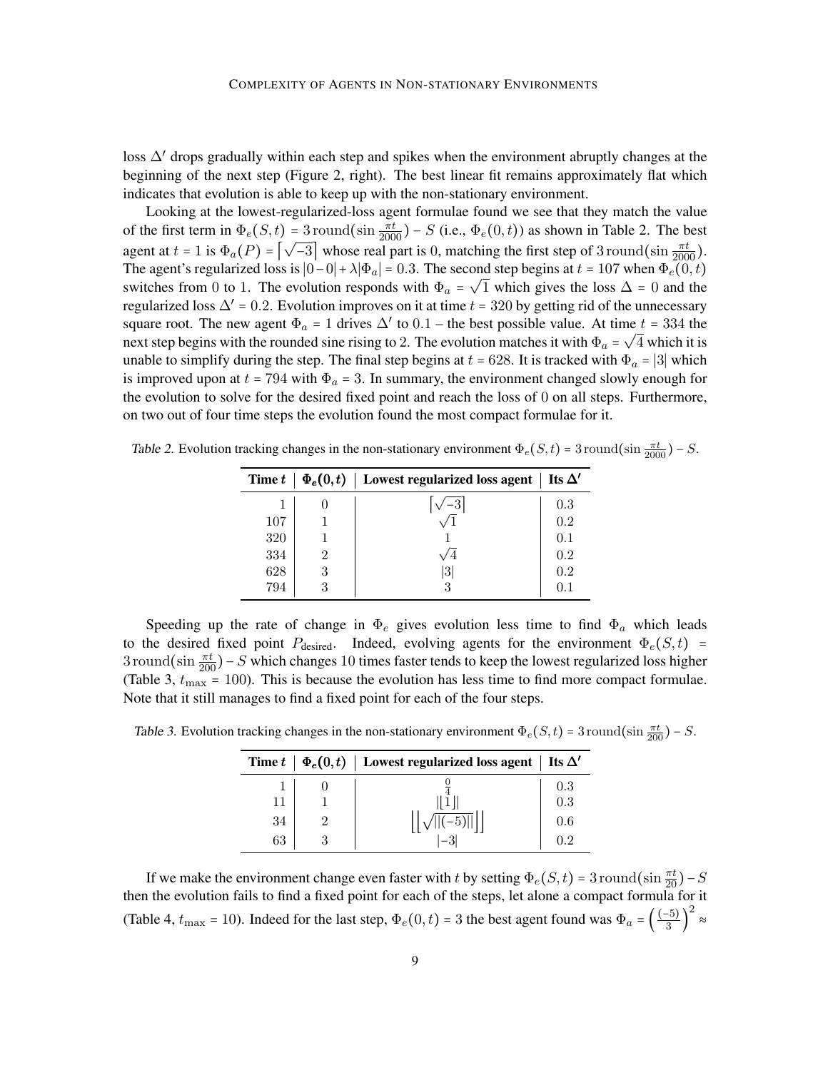loss $\Delta'$ drops gradually within each step and spikes when the environment abruptly changes at the beginning of the next step (Figure 2, right). The best linear fit remains approximately flat which indicates that evolution is able to keep up with the non-stationary environment.

Looking at the lowest-regularized-loss agent formulae found we see that they match the value of the first term in $\Phi_e(S,t) = 3\,\mathrm{round}(\sin\frac{\pi t}{2000}) - S$ (i.e., $\Phi_e(0,t)$) as shown in Table 2. The best agent at $t = 1$ is $\Phi_a(P) = \lceil\sqrt{-3}\rceil$ whose real part is 0, matching the first step of $3\,\mathrm{round}(\sin\frac{\pi t}{2000})$. The agent's regularized loss is $|0-0| + \lambda|\Phi_a| = 0.3$. The second step begins at $t = 107$ when $\Phi_e(0,t)$ switches from 0 to 1. The evolution responds with $\Phi_a = \sqrt{1}$ which gives the loss $\Delta = 0$ and the regularized loss $\Delta' = 0.2$. Evolution improves on it at time $t = 320$ by getting rid of the unnecessary square root. The new agent $\Phi_a = 1$ drives $\Delta'$ to 0.1 – the best possible value. At time $t = 334$ the next step begins with the rounded sine rising to 2. The evolution matches it with $\Phi_a = \sqrt{4}$ which it is unable to simplify during the step. The final step begins at $t = 628$. It is tracked with $\Phi_a = |3|$ which is improved upon at $t = 794$ with $\Phi_a = 3$. In summary, the environment changed slowly enough for the evolution to solve for the desired fixed point and reach the loss of 0 on all steps. Furthermore, on two out of four time steps the evolution found the most compact formulae for it.

*Table 2.* Evolution tracking changes in the non-stationary environment $\Phi_e(S,t) = 3\,\mathrm{round}(\sin\frac{\pi t}{2000}) - S$.

| Time $t$ | $\Phi_e(0,t)$ | Lowest regularized loss agent | Its $\Delta'$ |
|---|---|---|---|
| 1 | 0 | $\lceil\sqrt{-3}\rceil$ | 0.3 |
| 107 | 1 | $\sqrt{1}$ | 0.2 |
| 320 | 1 | 1 | 0.1 |
| 334 | 2 | $\sqrt{4}$ | 0.2 |
| 628 | 3 | $\lvert 3\rvert$ | 0.2 |
| 794 | 3 | 3 | 0.1 |

Speeding up the rate of change in $\Phi_e$ gives evolution less time to find $\Phi_a$ which leads to the desired fixed point $P_{\text{desired}}$. Indeed, evolving agents for the environment $\Phi_e(S,t) = 3\,\mathrm{round}(\sin\frac{\pi t}{200}) - S$ which changes 10 times faster tends to keep the lowest regularized loss higher (Table 3, $t_{\max} = 100$). This is because the evolution has less time to find more compact formulae. Note that it still manages to find a fixed point for each of the four steps.

*Table 3.* Evolution tracking changes in the non-stationary environment $\Phi_e(S,t) = 3\,\mathrm{round}(\sin\frac{\pi t}{200}) - S$.

| Time $t$ | $\Phi_e(0,t)$ | Lowest regularized loss agent | Its $\Delta'$ |
|---|---|---|---|
| 1 | 0 | $\frac{0}{4}$ | 0.3 |
| 11 | 1 | $\lvert\lfloor 1\rfloor\rvert$ | 0.3 |
| 34 | 2 | $\left\lfloor\left\lfloor\sqrt{\lvert\lvert(-5)\rvert\rvert}\right\rfloor\right\rfloor$ | 0.6 |
| 63 | 3 | $\lvert -3\rvert$ | 0.2 |

If we make the environment change even faster with $t$ by setting $\Phi_e(S,t) = 3\,\mathrm{round}(\sin\frac{\pi t}{20}) - S$ then the evolution fails to find a fixed point for each of the steps, let alone a compact formula for it (Table 4, $t_{\max} = 10$). Indeed for the last step, $\Phi_e(0,t) = 3$ the best agent found was $\Phi_a = \left(\frac{(-5)}{3}\right)^2 \approx$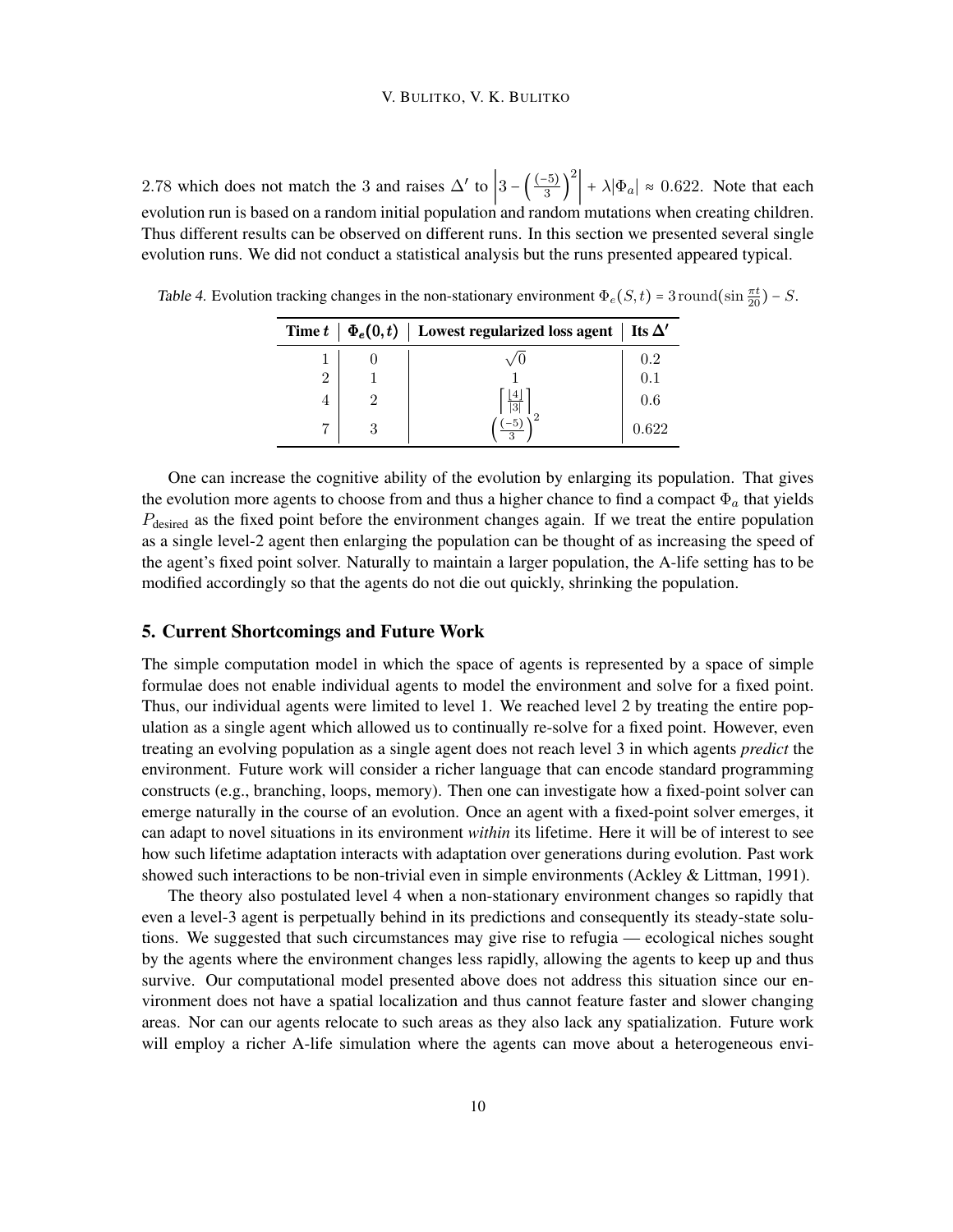2.78 which does not match the 3 and raises $\Delta'$ to $\left|3 - \left(\frac{(-5)}{3}\right)^2\right| + \lambda|\Phi_a| \approx 0.622$. Note that each evolution run is based on a random initial population and random mutations when creating children. Thus different results can be observed on different runs. In this section we presented several single evolution runs. We did not conduct a statistical analysis but the runs presented appeared typical.

*Table 4.* Evolution tracking changes in the non-stationary environment $\Phi_e(S,t) = 3\,\mathrm{round}(\sin\frac{\pi t}{20}) - S$.

| Time $t$ | $\Phi_e(0,t)$ | Lowest regularized loss agent | Its $\Delta'$ |
|---|---|---|---|
| 1 | 0 | $\sqrt{0}$ | 0.2 |
| 2 | 1 | 1 | 0.1 |
| 4 | 2 | $\left\lceil \frac{\lfloor 4 \rfloor}{\lvert 3 \rvert} \right\rceil$ | 0.6 |
| 7 | 3 | $\left(\frac{(-5)}{3}\right)^2$ | 0.622 |

One can increase the cognitive ability of the evolution by enlarging its population. That gives the evolution more agents to choose from and thus a higher chance to find a compact $\Phi_a$ that yields $P_{\text{desired}}$ as the fixed point before the environment changes again. If we treat the entire population as a single level-2 agent then enlarging the population can be thought of as increasing the speed of the agent's fixed point solver. Naturally to maintain a larger population, the A-life setting has to be modified accordingly so that the agents do not die out quickly, shrinking the population.

## 5. Current Shortcomings and Future Work

The simple computation model in which the space of agents is represented by a space of simple formulae does not enable individual agents to model the environment and solve for a fixed point. Thus, our individual agents were limited to level 1. We reached level 2 by treating the entire population as a single agent which allowed us to continually re-solve for a fixed point. However, even treating an evolving population as a single agent does not reach level 3 in which agents *predict* the environment. Future work will consider a richer language that can encode standard programming constructs (e.g., branching, loops, memory). Then one can investigate how a fixed-point solver can emerge naturally in the course of an evolution. Once an agent with a fixed-point solver emerges, it can adapt to novel situations in its environment *within* its lifetime. Here it will be of interest to see how such lifetime adaptation interacts with adaptation over generations during evolution. Past work showed such interactions to be non-trivial even in simple environments (Ackley & Littman, 1991).

The theory also postulated level 4 when a non-stationary environment changes so rapidly that even a level-3 agent is perpetually behind in its predictions and consequently its steady-state solutions. We suggested that such circumstances may give rise to refugia — ecological niches sought by the agents where the environment changes less rapidly, allowing the agents to keep up and thus survive. Our computational model presented above does not address this situation since our environment does not have a spatial localization and thus cannot feature faster and slower changing areas. Nor can our agents relocate to such areas as they also lack any spatialization. Future work will employ a richer A-life simulation where the agents can move about a heterogeneous envi-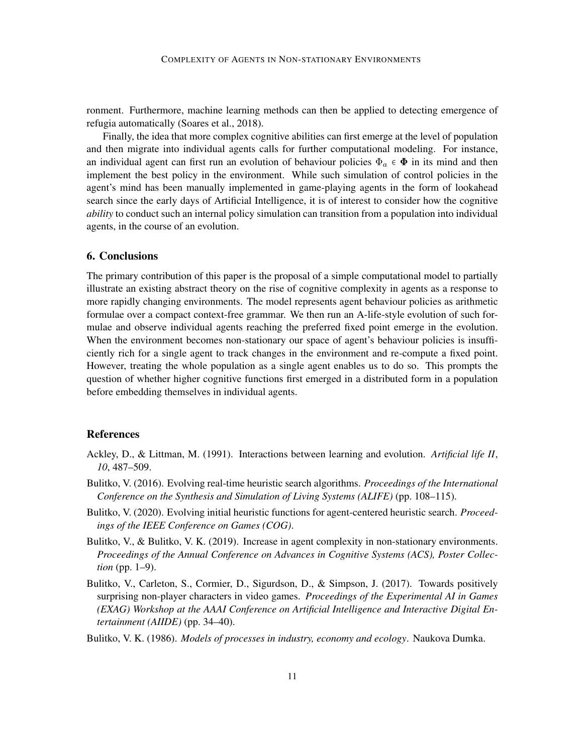ronment. Furthermore, machine learning methods can then be applied to detecting emergence of refugia automatically (Soares et al., 2018).

Finally, the idea that more complex cognitive abilities can first emerge at the level of population and then migrate into individual agents calls for further computational modeling. For instance, an individual agent can first run an evolution of behaviour policies $\Phi_a \in \mathbf{\Phi}$ in its mind and then implement the best policy in the environment. While such simulation of control policies in the agent's mind has been manually implemented in game-playing agents in the form of lookahead search since the early days of Artificial Intelligence, it is of interest to consider how the cognitive *ability* to conduct such an internal policy simulation can transition from a population into individual agents, in the course of an evolution.

## 6. Conclusions

The primary contribution of this paper is the proposal of a simple computational model to partially illustrate an existing abstract theory on the rise of cognitive complexity in agents as a response to more rapidly changing environments. The model represents agent behaviour policies as arithmetic formulae over a compact context-free grammar. We then run an A-life-style evolution of such formulae and observe individual agents reaching the preferred fixed point emerge in the evolution. When the environment becomes non-stationary our space of agent's behaviour policies is insufficiently rich for a single agent to track changes in the environment and re-compute a fixed point. However, treating the whole population as a single agent enables us to do so. This prompts the question of whether higher cognitive functions first emerged in a distributed form in a population before embedding themselves in individual agents.

## References

Ackley, D., & Littman, M. (1991). Interactions between learning and evolution. *Artificial life II*, *10*, 487–509.

Bulitko, V. (2016). Evolving real-time heuristic search algorithms. *Proceedings of the International Conference on the Synthesis and Simulation of Living Systems (ALIFE)* (pp. 108–115).

Bulitko, V. (2020). Evolving initial heuristic functions for agent-centered heuristic search. *Proceedings of the IEEE Conference on Games (COG)*.

Bulitko, V., & Bulitko, V. K. (2019). Increase in agent complexity in non-stationary environments. *Proceedings of the Annual Conference on Advances in Cognitive Systems (ACS), Poster Collection* (pp. 1–9).

Bulitko, V., Carleton, S., Cormier, D., Sigurdson, D., & Simpson, J. (2017). Towards positively surprising non-player characters in video games. *Proceedings of the Experimental AI in Games (EXAG) Workshop at the AAAI Conference on Artificial Intelligence and Interactive Digital Entertainment (AIIDE)* (pp. 34–40).

Bulitko, V. K. (1986). *Models of processes in industry, economy and ecology*. Naukova Dumka.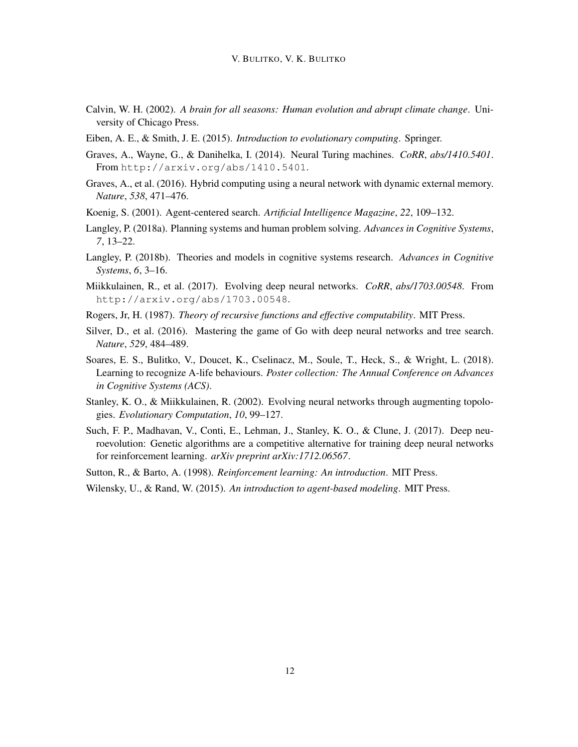Calvin, W. H. (2002). *A brain for all seasons: Human evolution and abrupt climate change*. University of Chicago Press.

Eiben, A. E., & Smith, J. E. (2015). *Introduction to evolutionary computing*. Springer.

Graves, A., Wayne, G., & Danihelka, I. (2014). Neural Turing machines. *CoRR*, *abs/1410.5401*. From http://arxiv.org/abs/1410.5401.

Graves, A., et al. (2016). Hybrid computing using a neural network with dynamic external memory. *Nature*, *538*, 471–476.

Koenig, S. (2001). Agent-centered search. *Artificial Intelligence Magazine*, *22*, 109–132.

Langley, P. (2018a). Planning systems and human problem solving. *Advances in Cognitive Systems*, *7*, 13–22.

Langley, P. (2018b). Theories and models in cognitive systems research. *Advances in Cognitive Systems*, *6*, 3–16.

Miikkulainen, R., et al. (2017). Evolving deep neural networks. *CoRR*, *abs/1703.00548*. From http://arxiv.org/abs/1703.00548.

Rogers, Jr, H. (1987). *Theory of recursive functions and effective computability*. MIT Press.

Silver, D., et al. (2016). Mastering the game of Go with deep neural networks and tree search. *Nature*, *529*, 484–489.

Soares, E. S., Bulitko, V., Doucet, K., Cselinacz, M., Soule, T., Heck, S., & Wright, L. (2018). Learning to recognize A-life behaviours. *Poster collection: The Annual Conference on Advances in Cognitive Systems (ACS)*.

Stanley, K. O., & Miikkulainen, R. (2002). Evolving neural networks through augmenting topologies. *Evolutionary Computation*, *10*, 99–127.

Such, F. P., Madhavan, V., Conti, E., Lehman, J., Stanley, K. O., & Clune, J. (2017). Deep neuroevolution: Genetic algorithms are a competitive alternative for training deep neural networks for reinforcement learning. *arXiv preprint arXiv:1712.06567*.

Sutton, R., & Barto, A. (1998). *Reinforcement learning: An introduction*. MIT Press.

Wilensky, U., & Rand, W. (2015). *An introduction to agent-based modeling*. MIT Press.